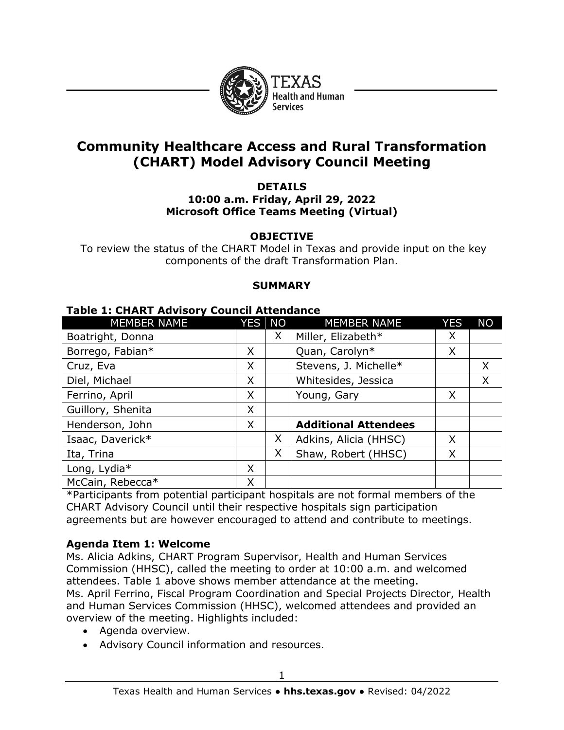# Community Healthcare Access and Rural Transformation (CHART) Model Advisory Council Meeting

**DETAILS**
**10:00 a.m. Friday, April 29, 2022**
**Microsoft Office Teams Meeting (Virtual)**

**OBJECTIVE**

To review the status of the CHART Model in Texas and provide input on the key components of the draft Transformation Plan.

**SUMMARY**

**Table 1: CHART Advisory Council Attendance**

| MEMBER NAME | YES | NO | MEMBER NAME | YES | NO |
|---|---|---|---|---|---|
| Boatright, Donna | | X | Miller, Elizabeth* | X | |
| Borrego, Fabian* | X | | Quan, Carolyn* | X | |
| Cruz, Eva | X | | Stevens, J. Michelle* | | X |
| Diel, Michael | X | | Whitesides, Jessica | | X |
| Ferrino, April | X | | Young, Gary | X | |
| Guillory, Shenita | X | | | | |
| Henderson, John | X | | **Additional Attendees** | | |
| Isaac, Daverick* | | X | Adkins, Alicia (HHSC) | X | |
| Ita, Trina | | X | Shaw, Robert (HHSC) | X | |
| Long, Lydia* | X | | | | |
| McCain, Rebecca* | X | | | | |

*Participants from potential participant hospitals are not formal members of the CHART Advisory Council until their respective hospitals sign participation agreements but are however encouraged to attend and contribute to meetings.

**Agenda Item 1: Welcome**

Ms. Alicia Adkins, CHART Program Supervisor, Health and Human Services Commission (HHSC), called the meeting to order at 10:00 a.m. and welcomed attendees. Table 1 above shows member attendance at the meeting.

Ms. April Ferrino, Fiscal Program Coordination and Special Projects Director, Health and Human Services Commission (HHSC), welcomed attendees and provided an overview of the meeting. Highlights included:

- Agenda overview.
- Advisory Council information and resources.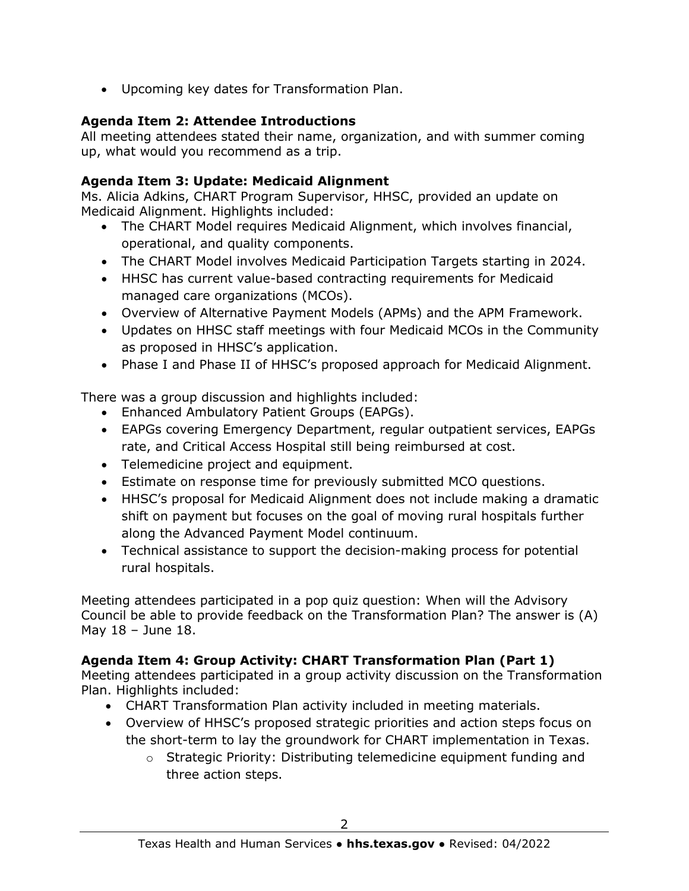- Upcoming key dates for Transformation Plan.

**Agenda Item 2: Attendee Introductions**
All meeting attendees stated their name, organization, and with summer coming up, what would you recommend as a trip.

**Agenda Item 3: Update: Medicaid Alignment**
Ms. Alicia Adkins, CHART Program Supervisor, HHSC, provided an update on Medicaid Alignment. Highlights included:

- The CHART Model requires Medicaid Alignment, which involves financial, operational, and quality components.
- The CHART Model involves Medicaid Participation Targets starting in 2024.
- HHSC has current value-based contracting requirements for Medicaid managed care organizations (MCOs).
- Overview of Alternative Payment Models (APMs) and the APM Framework.
- Updates on HHSC staff meetings with four Medicaid MCOs in the Community as proposed in HHSC's application.
- Phase I and Phase II of HHSC's proposed approach for Medicaid Alignment.

There was a group discussion and highlights included:

- Enhanced Ambulatory Patient Groups (EAPGs).
- EAPGs covering Emergency Department, regular outpatient services, EAPGs rate, and Critical Access Hospital still being reimbursed at cost.
- Telemedicine project and equipment.
- Estimate on response time for previously submitted MCO questions.
- HHSC's proposal for Medicaid Alignment does not include making a dramatic shift on payment but focuses on the goal of moving rural hospitals further along the Advanced Payment Model continuum.
- Technical assistance to support the decision-making process for potential rural hospitals.

Meeting attendees participated in a pop quiz question: When will the Advisory Council be able to provide feedback on the Transformation Plan? The answer is (A) May 18 – June 18.

**Agenda Item 4: Group Activity: CHART Transformation Plan (Part 1)**
Meeting attendees participated in a group activity discussion on the Transformation Plan. Highlights included:

- CHART Transformation Plan activity included in meeting materials.
- Overview of HHSC's proposed strategic priorities and action steps focus on the short-term to lay the groundwork for CHART implementation in Texas.
  - Strategic Priority: Distributing telemedicine equipment funding and three action steps.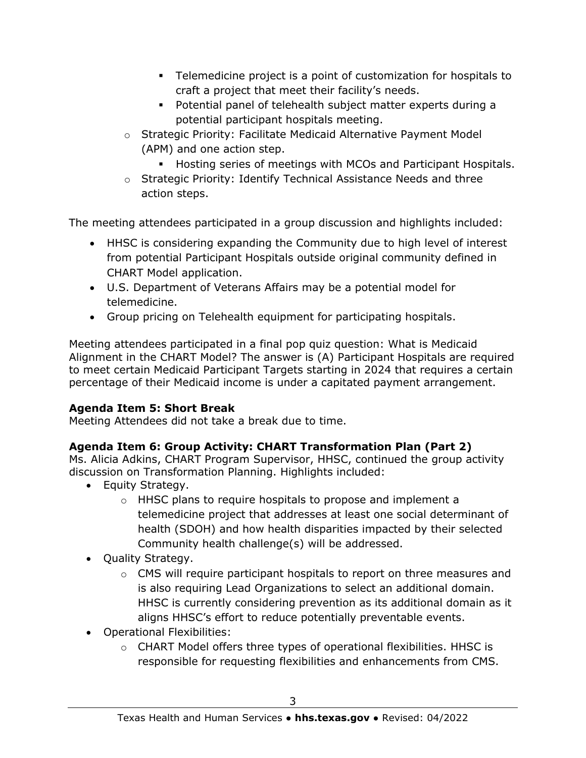- Telemedicine project is a point of customization for hospitals to craft a project that meet their facility's needs.
        - Potential panel of telehealth subject matter experts during a potential participant hospitals meeting.
    - Strategic Priority: Facilitate Medicaid Alternative Payment Model (APM) and one action step.
        - Hosting series of meetings with MCOs and Participant Hospitals.
    - Strategic Priority: Identify Technical Assistance Needs and three action steps.

The meeting attendees participated in a group discussion and highlights included:

- HHSC is considering expanding the Community due to high level of interest from potential Participant Hospitals outside original community defined in CHART Model application.
- U.S. Department of Veterans Affairs may be a potential model for telemedicine.
- Group pricing on Telehealth equipment for participating hospitals.

Meeting attendees participated in a final pop quiz question: What is Medicaid Alignment in the CHART Model? The answer is (A) Participant Hospitals are required to meet certain Medicaid Participant Targets starting in 2024 that requires a certain percentage of their Medicaid income is under a capitated payment arrangement.

**Agenda Item 5: Short Break**

Meeting Attendees did not take a break due to time.

**Agenda Item 6: Group Activity: CHART Transformation Plan (Part 2)**

Ms. Alicia Adkins, CHART Program Supervisor, HHSC, continued the group activity discussion on Transformation Planning. Highlights included:

- Equity Strategy.
    - HHSC plans to require hospitals to propose and implement a telemedicine project that addresses at least one social determinant of health (SDOH) and how health disparities impacted by their selected Community health challenge(s) will be addressed.
- Quality Strategy.
    - CMS will require participant hospitals to report on three measures and is also requiring Lead Organizations to select an additional domain. HHSC is currently considering prevention as its additional domain as it aligns HHSC's effort to reduce potentially preventable events.
- Operational Flexibilities:
    - CHART Model offers three types of operational flexibilities. HHSC is responsible for requesting flexibilities and enhancements from CMS.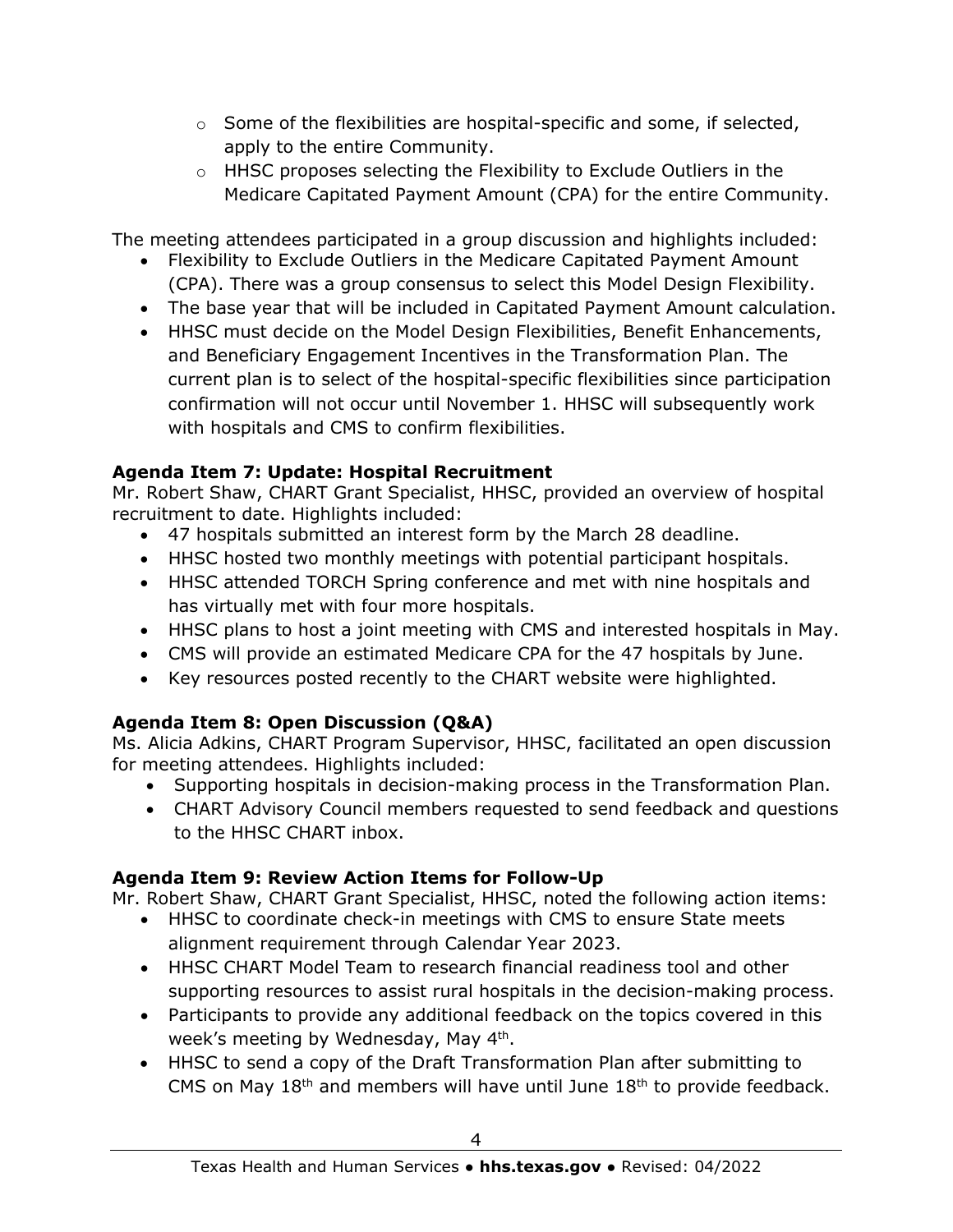- Some of the flexibilities are hospital-specific and some, if selected, apply to the entire Community.
  - HHSC proposes selecting the Flexibility to Exclude Outliers in the Medicare Capitated Payment Amount (CPA) for the entire Community.

The meeting attendees participated in a group discussion and highlights included:

- Flexibility to Exclude Outliers in the Medicare Capitated Payment Amount (CPA). There was a group consensus to select this Model Design Flexibility.
- The base year that will be included in Capitated Payment Amount calculation.
- HHSC must decide on the Model Design Flexibilities, Benefit Enhancements, and Beneficiary Engagement Incentives in the Transformation Plan. The current plan is to select of the hospital-specific flexibilities since participation confirmation will not occur until November 1. HHSC will subsequently work with hospitals and CMS to confirm flexibilities.

**Agenda Item 7: Update: Hospital Recruitment**

Mr. Robert Shaw, CHART Grant Specialist, HHSC, provided an overview of hospital recruitment to date. Highlights included:

- 47 hospitals submitted an interest form by the March 28 deadline.
- HHSC hosted two monthly meetings with potential participant hospitals.
- HHSC attended TORCH Spring conference and met with nine hospitals and has virtually met with four more hospitals.
- HHSC plans to host a joint meeting with CMS and interested hospitals in May.
- CMS will provide an estimated Medicare CPA for the 47 hospitals by June.
- Key resources posted recently to the CHART website were highlighted.

**Agenda Item 8: Open Discussion (Q&A)**

Ms. Alicia Adkins, CHART Program Supervisor, HHSC, facilitated an open discussion for meeting attendees. Highlights included:

- Supporting hospitals in decision-making process in the Transformation Plan.
- CHART Advisory Council members requested to send feedback and questions to the HHSC CHART inbox.

**Agenda Item 9: Review Action Items for Follow-Up**

Mr. Robert Shaw, CHART Grant Specialist, HHSC, noted the following action items:

- HHSC to coordinate check-in meetings with CMS to ensure State meets alignment requirement through Calendar Year 2023.
- HHSC CHART Model Team to research financial readiness tool and other supporting resources to assist rural hospitals in the decision-making process.
- Participants to provide any additional feedback on the topics covered in this week's meeting by Wednesday, May 4th.
- HHSC to send a copy of the Draft Transformation Plan after submitting to CMS on May 18th and members will have until June 18th to provide feedback.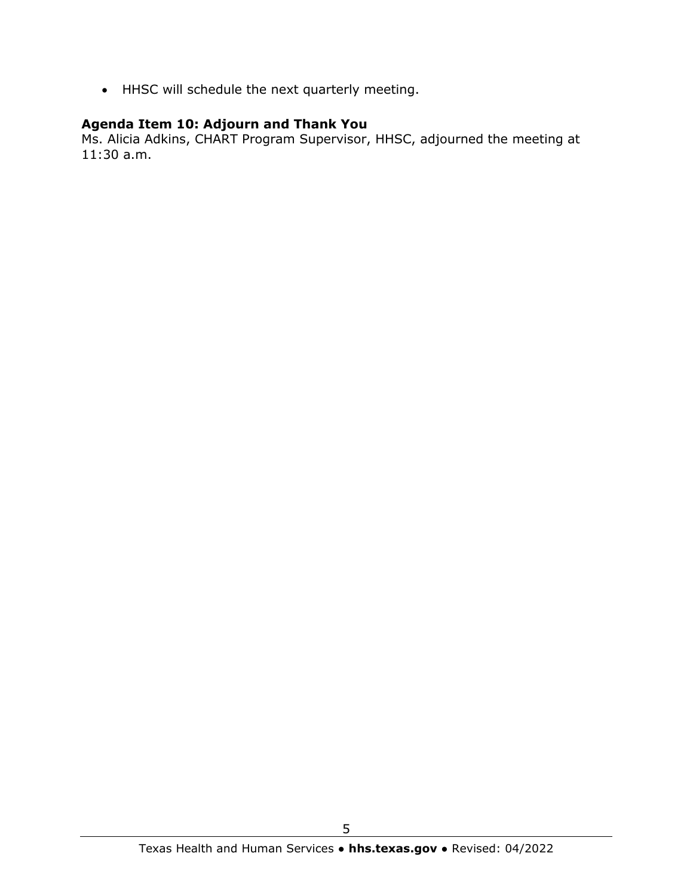- HHSC will schedule the next quarterly meeting.

### Agenda Item 10: Adjourn and Thank You

Ms. Alicia Adkins, CHART Program Supervisor, HHSC, adjourned the meeting at 11:30 a.m.